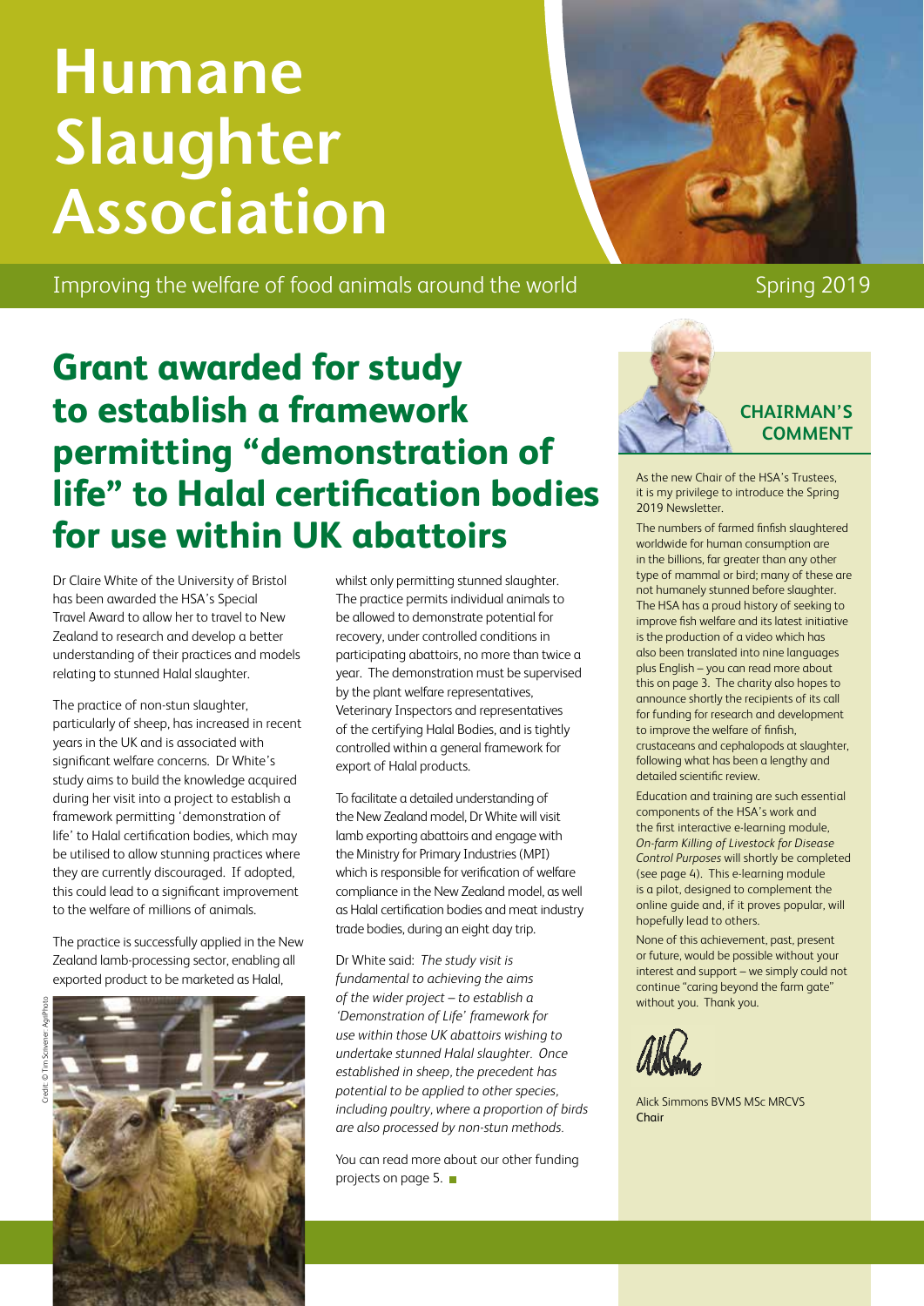# Humane Slaughter Association

Improving the welfare of food animals around the world

Spring 2019

## Grant awarded for study to establish a framework permitting "demonstration of life" to Halal certification bodies for use within UK abattoirs

Dr Claire White of the University of Bristol has been awarded the HSA's Special Travel Award to allow her to travel to New Zealand to research and develop a better understanding of their practices and models relating to stunned Halal slaughter.

The practice of non-stun slaughter, particularly of sheep, has increased in recent years in the UK and is associated with significant welfare concerns. Dr White's study aims to build the knowledge acquired during her visit into a project to establish a framework permitting 'demonstration of life' to Halal certification bodies, which may be utilised to allow stunning practices where they are currently discouraged. If adopted, this could lead to a significant improvement to the welfare of millions of animals.

The practice is successfully applied in the New Zealand lamb-processing sector, enabling all exported product to be marketed as Halal, whilst only permitting stunned slaughter. The practice permits individual animals to be allowed to demonstrate potential for recovery, under controlled conditions in participating abattoirs, no more than twice a year. The demonstration must be supervised by the plant welfare representatives, Veterinary Inspectors and representatives of the certifying Halal Bodies, and is tightly controlled within a general framework for export of Halal products.

To facilitate a detailed understanding of the New Zealand model, Dr White will visit lamb exporting abattoirs and engage with the Ministry for Primary Industries (MPI) which is responsible for verification of welfare compliance in the New Zealand model, as well as Halal certification bodies and meat industry trade bodies, during an eight day trip.

Dr White said: *The study visit is fundamental to achieving the aims of the wider project – to establish a 'Demonstration of Life' framework for use within those UK abattoirs wishing to undertake stunned Halal slaughter. Once established in sheep, the precedent has potential to be applied to other species, including poultry, where a proportion of birds are also processed by non-stun methods.*

You can read more about our other funding projects on page 5.

Credit: © Tim Scrivener AgriPhoto

### CHAIRMAN'S COMMENT

As the new Chair of the HSA's Trustees, it is my privilege to introduce the Spring 2019 Newsletter.

The numbers of farmed finfish slaughtered worldwide for human consumption are in the billions, far greater than any other type of mammal or bird; many of these are not humanely stunned before slaughter. The HSA has a proud history of seeking to improve fish welfare and its latest initiative is the production of a video which has also been translated into nine languages plus English – you can read more about this on page 3. The charity also hopes to announce shortly the recipients of its call for funding for research and development to improve the welfare of finfish, crustaceans and cephalopods at slaughter, following what has been a lengthy and detailed scientific review.

Education and training are such essential components of the HSA's work and the first interactive e-learning module, *On-farm Killing of Livestock for Disease Control Purposes* will shortly be completed (see page 4). This e-learning module is a pilot, designed to complement the online guide and, if it proves popular, will hopefully lead to others.

None of this achievement, past, present or future, would be possible without your interest and support – we simply could not continue "caring beyond the farm gate" without you. Thank you.

Alick Simmons BVMS MSc MRCVS
Chair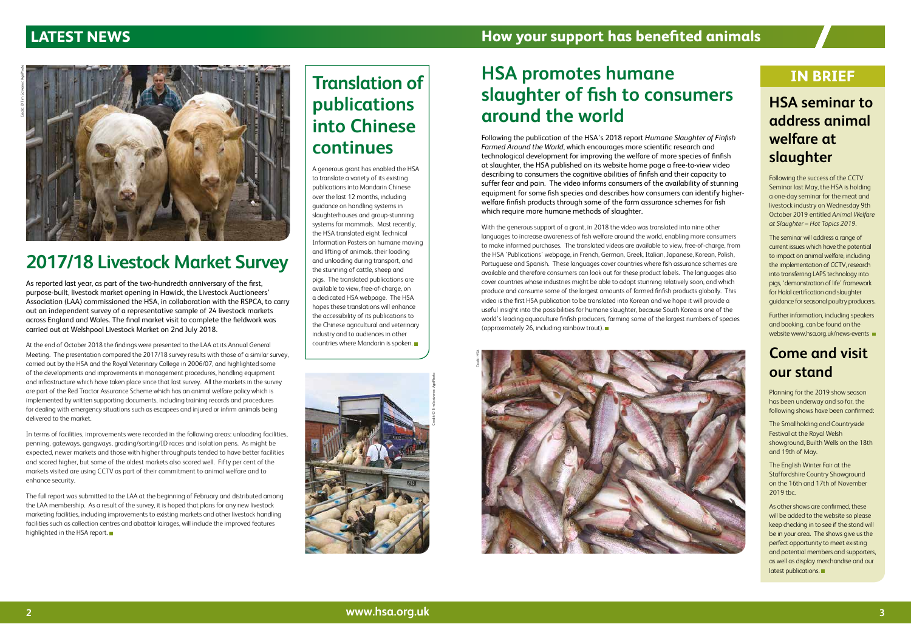## LATEST NEWS

# 2017/18 Livestock Market Survey

As reported last year, as part of the two-hundredth anniversary of the first, purpose-built, livestock market opening in Hawick, the Livestock Auctioneers' Association (LAA) commissioned the HSA, in collaboration with the RSPCA, to carry out an independent survey of a representative sample of 24 livestock markets across England and Wales. The final market visit to complete the fieldwork was carried out at Welshpool Livestock Market on 2nd July 2018.

At the end of October 2018 the findings were presented to the LAA at its Annual General Meeting. The presentation compared the 2017/18 survey results with those of a similar survey, carried out by the HSA and the Royal Veterinary College in 2006/07, and highlighted some of the developments and improvements in management procedures, handling equipment and infrastructure which have taken place since that last survey. All the markets in the survey are part of the Red Tractor Assurance Scheme which has an animal welfare policy which is implemented by written supporting documents, including training records and procedures for dealing with emergency situations such as escapees and injured or infirm animals being delivered to the market.

In terms of facilities, improvements were recorded in the following areas: unloading facilities, penning, gateways, gangways, grading/sorting/ID races and isolation pens. As might be expected, newer markets and those with higher throughputs tended to have better facilities and scored higher, but some of the oldest markets also scored well. Fifty per cent of the markets visited are using CCTV as part of their commitment to animal welfare and to enhance security.

The full report was submitted to the LAA at the beginning of February and distributed among the LAA membership. As a result of the survey, it is hoped that plans for any new livestock marketing facilities, including improvements to existing markets and other livestock handling facilities such as collection centres and abattoir lairages, will include the improved features highlighted in the HSA report.

# Translation of publications into Chinese continues

A generous grant has enabled the HSA to translate a variety of its existing publications into Mandarin Chinese over the last 12 months, including guidance on handling systems in slaughterhouses and group-stunning systems for mammals. Most recently, the HSA translated eight Technical Information Posters on humane moving and lifting of animals, their loading and unloading during transport, and the stunning of cattle, sheep and pigs. The translated publications are available to view, free-of-charge, on a dedicated HSA webpage. The HSA hopes these translations will enhance the accessibility of its publications to the Chinese agricultural and veterinary industry and to audiences in other countries where Mandarin is spoken.

## How your support has benefited animals

# HSA promotes humane slaughter of fish to consumers around the world

Following the publication of the HSA's 2018 report *Humane Slaughter of Finfish Farmed Around the World*, which encourages more scientific research and technological development for improving the welfare of more species of finfish at slaughter, the HSA published on its website home page a free-to-view video describing to consumers the cognitive abilities of finfish and their capacity to suffer fear and pain. The video informs consumers of the availability of stunning equipment for some fish species and describes how consumers can identify higher-welfare finfish products through some of the farm assurance schemes for fish which require more humane methods of slaughter.

With the generous support of a grant, in 2018 the video was translated into nine other languages to increase awareness of fish welfare around the world, enabling more consumers to make informed purchases. The translated videos are available to view, free-of-charge, from the HSA 'Publications' webpage, in French, German, Greek, Italian, Japanese, Korean, Polish, Portuguese and Spanish. These languages cover countries where fish assurance schemes are available and therefore consumers can look out for these product labels. The languages also cover countries whose industries might be able to adopt stunning relatively soon, and which produce and consume some of the largest amounts of farmed finfish products globally. This video is the first HSA publication to be translated into Korean and we hope it will provide a useful insight into the possibilities for humane slaughter, because South Korea is one of the world's leading aquaculture finfish producers, farming some of the largest numbers of species (approximately 26, including rainbow trout).

## IN BRIEF

### HSA seminar to address animal welfare at slaughter

Following the success of the CCTV Seminar last May, the HSA is holding a one-day seminar for the meat and livestock industry on Wednesday 9th October 2019 entitled *Animal Welfare at Slaughter – Hot Topics 2019*.

The seminar will address a range of current issues which have the potential to impact on animal welfare, including the implementation of CCTV, research into transferring LAPS technology into pigs, 'demonstration of life' framework for Halal certification and slaughter guidance for seasonal poultry producers.

Further information, including speakers and booking, can be found on the website www.hsa.org.uk/news-events

### Come and visit our stand

Planning for the 2019 show season has been underway and so far, the following shows have been confirmed:

The Smallholding and Countryside Festival at the Royal Welsh showground, Builth Wells on the 18th and 19th of May.

The English Winter Fair at the Staffordshire Country Showground on the 16th and 17th of November 2019 tbc.

As other shows are confirmed, these will be added to the website so please keep checking in to see if the stand will be in your area. The shows give us the perfect opportunity to meet existing and potential members and supporters, as well as display merchandise and our latest publications.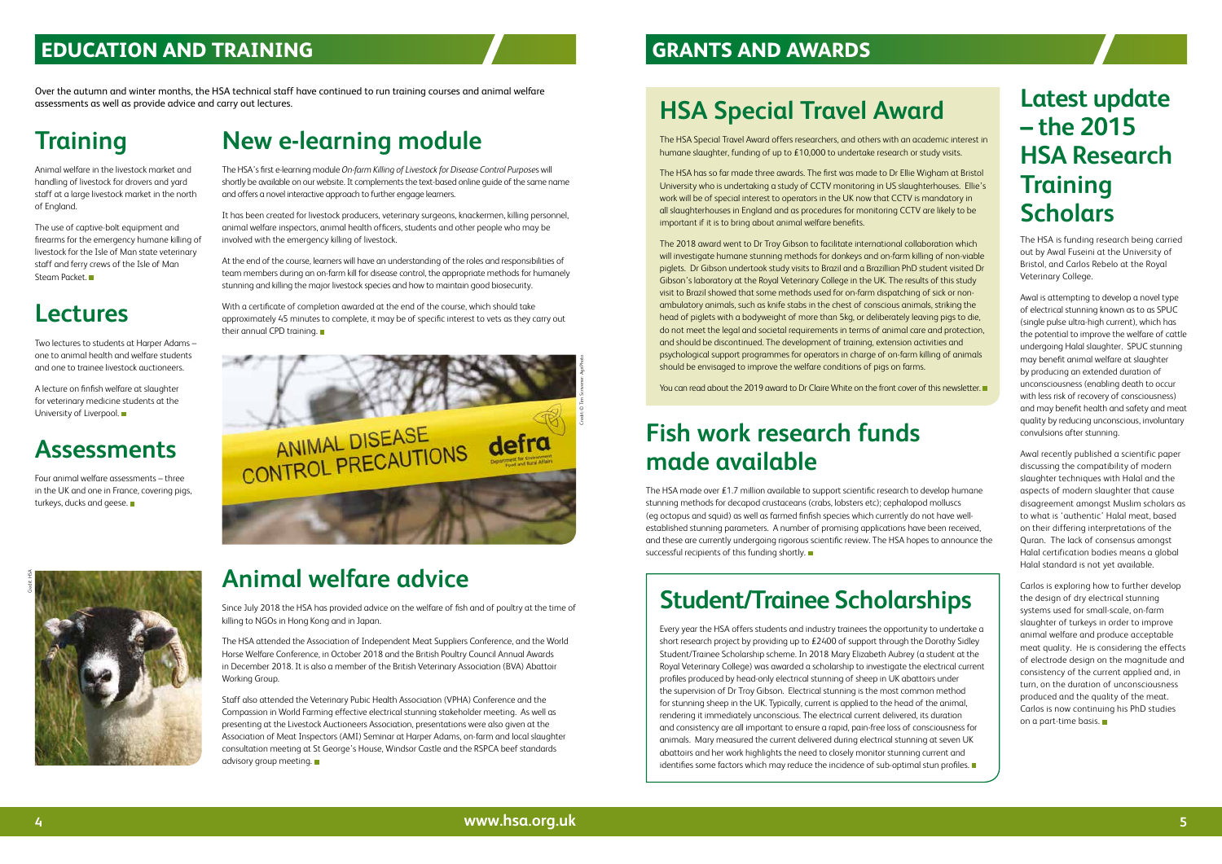# EDUCATION AND TRAINING

Over the autumn and winter months, the HSA technical staff have continued to run training courses and animal welfare assessments as well as provide advice and carry out lectures.

## Training

Animal welfare in the livestock market and handling of livestock for drovers and yard staff at a large livestock market in the north of England.

The use of captive-bolt equipment and firearms for the emergency humane killing of livestock for the Isle of Man state veterinary staff and ferry crews of the Isle of Man Steam Packet.

## Lectures

Two lectures to students at Harper Adams – one to animal health and welfare students and one to trainee livestock auctioneers.

A lecture on finfish welfare at slaughter for veterinary medicine students at the University of Liverpool.

## Assessments

Four animal welfare assessments – three in the UK and one in France, covering pigs, turkeys, ducks and geese.

## New e-learning module

The HSA's first e-learning module *On-farm Killing of Livestock for Disease Control Purposes* will shortly be available on our website. It complements the text-based online guide of the same name and offers a novel interactive approach to further engage learners.

It has been created for livestock producers, veterinary surgeons, knackermen, killing personnel, animal welfare inspectors, animal health officers, students and other people who may be involved with the emergency killing of livestock.

At the end of the course, learners will have an understanding of the roles and responsibilities of team members during an on-farm kill for disease control, the appropriate methods for humanely stunning and killing the major livestock species and how to maintain good biosecurity.

With a certificate of completion awarded at the end of the course, which should take approximately 45 minutes to complete, it may be of specific interest to vets as they carry out their annual CPD training.

## Animal welfare advice

Since July 2018 the HSA has provided advice on the welfare of fish and of poultry at the time of killing to NGOs in Hong Kong and in Japan.

The HSA attended the Association of Independent Meat Suppliers Conference, and the World Horse Welfare Conference, in October 2018 and the British Poultry Council Annual Awards in December 2018. It is also a member of the British Veterinary Association (BVA) Abattoir Working Group.

Staff also attended the Veterinary Pubic Health Association (VPHA) Conference and the Compassion in World Farming effective electrical stunning stakeholder meeting. As well as presenting at the Livestock Auctioneers Association, presentations were also given at the Association of Meat Inspectors (AMI) Seminar at Harper Adams, on-farm and local slaughter consultation meeting at St George's House, Windsor Castle and the RSPCA beef standards advisory group meeting.

# GRANTS AND AWARDS

## HSA Special Travel Award

The HSA Special Travel Award offers researchers, and others with an academic interest in humane slaughter, funding of up to £10,000 to undertake research or study visits.

The HSA has so far made three awards. The first was made to Dr Ellie Wigham at Bristol University who is undertaking a study of CCTV monitoring in US slaughterhouses. Ellie's work will be of special interest to operators in the UK now that CCTV is mandatory in all slaughterhouses in England and as procedures for monitoring CCTV are likely to be important if it is to bring about animal welfare benefits.

The 2018 award went to Dr Troy Gibson to facilitate international collaboration which will investigate humane stunning methods for donkeys and on-farm killing of non-viable piglets. Dr Gibson undertook study visits to Brazil and a Brazillian PhD student visited Dr Gibson's laboratory at the Royal Veterinary College in the UK. The results of this study visit to Brazil showed that some methods used for on-farm dispatching of sick or non-ambulatory animals, such as knife stabs in the chest of conscious animals, striking the head of piglets with a bodyweight of more than 5kg, or deliberately leaving pigs to die, do not meet the legal and societal requirements in terms of animal care and protection, and should be discontinued. The development of training, extension activities and psychological support programmes for operators in charge of on-farm killing of animals should be envisaged to improve the welfare conditions of pigs on farms.

You can read about the 2019 award to Dr Claire White on the front cover of this newsletter.

## Fish work research funds made available

The HSA made over £1.7 million available to support scientific research to develop humane stunning methods for decapod crustaceans (crabs, lobsters etc); cephalopod molluscs (eg octopus and squid) as well as farmed finfish species which currently do not have well-established stunning parameters. A number of promising applications have been received, and these are currently undergoing rigorous scientific review. The HSA hopes to announce the successful recipients of this funding shortly.

## Student/Trainee Scholarships

Every year the HSA offers students and industry trainees the opportunity to undertake a short research project by providing up to £2400 of support through the Dorothy Sidley Student/Trainee Scholarship scheme. In 2018 Mary Elizabeth Aubrey (a student at the Royal Veterinary College) was awarded a scholarship to investigate the electrical current profiles produced by head-only electrical stunning of sheep in UK abattoirs under the supervision of Dr Troy Gibson. Electrical stunning is the most common method for stunning sheep in the UK. Typically, current is applied to the head of the animal, rendering it immediately unconscious. The electrical current delivered, its duration and consistency are all important to ensure a rapid, pain-free loss of consciousness for animals. Mary measured the current delivered during electrical stunning at seven UK abattoirs and her work highlights the need to closely monitor stunning current and identifies some factors which may reduce the incidence of sub-optimal stun profiles.

## Latest update – the 2015 HSA Research Training Scholars

The HSA is funding research being carried out by Awal Fuseini at the University of Bristol, and Carlos Rebelo at the Royal Veterinary College.

Awal is attempting to develop a novel type of electrical stunning known as to as SPUC (single pulse ultra-high current), which has the potential to improve the welfare of cattle undergoing Halal slaughter. SPUC stunning may benefit animal welfare at slaughter by producing an extended duration of unconsciousness (enabling death to occur with less risk of recovery of consciousness) and may benefit health and safety and meat quality by reducing unconscious, involuntary convulsions after stunning.

Awal recently published a scientific paper discussing the compatibility of modern slaughter techniques with Halal and the aspects of modern slaughter that cause disagreement amongst Muslim scholars as to what is 'authentic' Halal meat, based on their differing interpretations of the Quran. The lack of consensus amongst Halal certification bodies means a global Halal standard is not yet available.

Carlos is exploring how to further develop the design of dry electrical stunning systems used for small-scale, on-farm slaughter of turkeys in order to improve animal welfare and produce acceptable meat quality. He is considering the effects of electrode design on the magnitude and consistency of the current applied and, in turn, on the duration of unconsciousness produced and the quality of the meat. Carlos is now continuing his PhD studies on a part-time basis.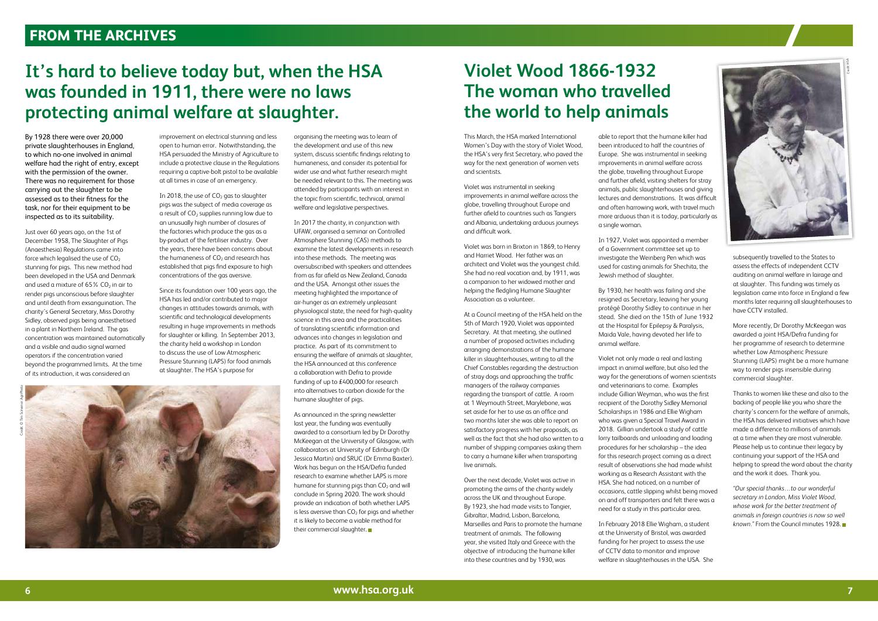# FROM THE ARCHIVES

## It's hard to believe today but, when the HSA was founded in 1911, there were no laws protecting animal welfare at slaughter.

By 1928 there were over 20,000 private slaughterhouses in England, to which no-one involved in animal welfare had the right of entry, except with the permission of the owner. There was no requirement for those carrying out the slaughter to be assessed as to their fitness for the task, nor for their equipment to be inspected as to its suitability.

Just over 60 years ago, on the 1st of December 1958, The Slaughter of Pigs (Anaesthesia) Regulations came into force which legalised the use of $CO_2$ stunning for pigs. This new method had been developed in the USA and Denmark and used a mixture of 65% $CO_2$ in air to render pigs unconscious before slaughter and until death from exsanguination. The charity's General Secretary, Miss Dorothy Sidley, observed pigs being anaesthetised in a plant in Northern Ireland. The gas concentration was maintained automatically and a visible and audio signal warned operators if the concentration varied beyond the programmed limits. At the time of its introduction, it was considered an improvement on electrical stunning and less open to human error. Notwithstanding, the HSA persuaded the Ministry of Agriculture to include a protective clause in the Regulations requiring a captive-bolt pistol to be available at all times in case of an emergency.

In 2018, the use of $CO_2$ gas to slaughter pigs was the subject of media coverage as a result of $CO_2$ supplies running low due to an unusually high number of closures of the factories which produce the gas as a by-product of the fertiliser industry. Over the years, there have been concerns about the humaneness of $CO_2$ and research has established that pigs find exposure to high concentrations of the gas aversive.

Since its foundation over 100 years ago, the HSA has led and/or contributed to major changes in attitudes towards animals, with scientific and technological developments resulting in huge improvements in methods for slaughter or killing. In September 2013, the charity held a workshop in London to discuss the use of Low Atmospheric Pressure Stunning (LAPS) for food animals at slaughter. The HSA's purpose for organising the meeting was to learn of the development and use of this new system, discuss scientific findings relating to humaneness, and consider its potential for wider use and what further research might be needed relevant to this. The meeting was attended by participants with an interest in the topic from scientific, technical, animal welfare and legislative perspectives.

In 2017 the charity, in conjunction with UFAW, organised a seminar on Controlled Atmosphere Stunning (CAS) methods to examine the latest developments in research into these methods. The meeting was oversubscribed with speakers and attendees from as far afield as New Zealand, Canada and the USA. Amongst other issues the meeting highlighted the importance of air-hunger as an extremely unpleasant physiological state, the need for high-quality science in this area and the practicalities of translating scientific information and advances into changes in legislation and practice. As part of its commitment to ensuring the welfare of animals at slaughter, the HSA announced at this conference a collaboration with Defra to provide funding of up to £400,000 for research into alternatives to carbon dioxide for the humane slaughter of pigs.

As announced in the spring newsletter last year, the funding was eventually awarded to a consortium led by Dr Dorothy McKeegan at the University of Glasgow, with collaborators at University of Edinburgh (Dr Jessica Martin) and SRUC (Dr Emma Baxter). Work has begun on the HSA/Defra funded research to examine whether LAPS is more humane for stunning pigs than $CO_2$ and will conclude in Spring 2020. The work should provide an indication of both whether LAPS is less aversive than $CO_2$ for pigs and whether it is likely to become a viable method for their commercial slaughter.

## Violet Wood 1866-1932 The woman who travelled the world to help animals

This March, the HSA marked International Women's Day with the story of Violet Wood, the HSA's very first Secretary, who paved the way for the next generation of women vets and scientists.

Violet was instrumental in seeking improvements in animal welfare across the globe, travelling throughout Europe and further afield to countries such as Tangiers and Albania, undertaking arduous journeys and difficult work.

Violet was born in Brixton in 1869, to Henry and Harriet Wood. Her father was an architect and Violet was the youngest child. She had no real vocation and, by 1911, was a companion to her widowed mother and helping the fledgling Humane Slaughter Association as a volunteer.

At a Council meeting of the HSA held on the 5th of March 1920, Violet was appointed Secretary. At that meeting, she outlined a number of proposed activities including arranging demonstrations of the humane killer in slaughterhouses, writing to all the Chief Constables regarding the destruction of stray dogs and approaching the traffic managers of the railway companies regarding the transport of cattle. A room at 1 Weymouth Street, Marylebone, was set aside for her to use as an office and two months later she was able to report on satisfactory progress with her proposals, as well as the fact that she had also written to a number of shipping companies asking them to carry a humane killer when transporting live animals.

Over the next decade, Violet was active in promoting the aims of the charity widely across the UK and throughout Europe. By 1923, she had made visits to Tangier, Gibraltar, Madrid, Lisbon, Barcelona, Marseilles and Paris to promote the humane treatment of animals. The following year, she visited Italy and Greece with the objective of introducing the humane killer into these countries and by 1930, was able to report that the humane killer had been introduced to half the countries of Europe. She was instrumental in seeking improvements in animal welfare across the globe, travelling throughout Europe and further afield, visiting shelters for stray animals, public slaughterhouses and giving lectures and demonstrations. It was difficult and often harrowing work, with travel much more arduous than it is today, particularly as a single woman.

In 1927, Violet was appointed a member of a Government committee set up to investigate the Weinberg Pen which was used for casting animals for Shechita, the Jewish method of slaughter.

By 1930, her health was failing and she resigned as Secretary, leaving her young protégé Dorothy Sidley to continue in her stead. She died on the 15th of June 1932 at the Hospital for Epilepsy & Paralysis, Maida Vale, having devoted her life to animal welfare.

Violet not only made a real and lasting impact in animal welfare, but also led the way for the generations of women scientists and veterinarians to come. Examples include Gillian Weyman, who was the first recipient of the Dorothy Sidley Memorial Scholarships in 1986 and Ellie Wigham who was given a Special Travel Award in 2018. Gillian undertook a study of cattle lorry tailboards and unloading and loading procedures for her scholarship – the idea for this research project coming as a direct result of observations she had made whilst working as a Research Assistant with the HSA. She had noticed, on a number of occasions, cattle slipping whilst being moved on and off transporters and felt there was a need for a study in this particular area.

In February 2018 Ellie Wigham, a student at the University of Bristol, was awarded funding for her project to assess the use of CCTV data to monitor and improve welfare in slaughterhouses in the USA. She subsequently travelled to the States to assess the effects of independent CCTV auditing on animal welfare in lairage and at slaughter. This funding was timely as legislation came into force in England a few months later requiring all slaughterhouses to have CCTV installed.

More recently, Dr Dorothy McKeegan was awarded a joint HSA/Defra funding for her programme of research to determine whether Low Atmospheric Pressure Stunning (LAPS) might be a more humane way to render pigs insensible during commercial slaughter.

Thanks to women like these and also to the backing of people like you who share the charity's concern for the welfare of animals, the HSA has delivered initiatives which have made a difference to millions of animals at a time when they are most vulnerable. Please help us to continue their legacy by continuing your support of the HSA and helping to spread the word about the charity and the work it does. Thank you.

*"Our special thanks…to our wonderful secretary in London, Miss Violet Wood, whose work for the better treatment of animals in foreign countries is now so well known."* From the Council minutes 1928.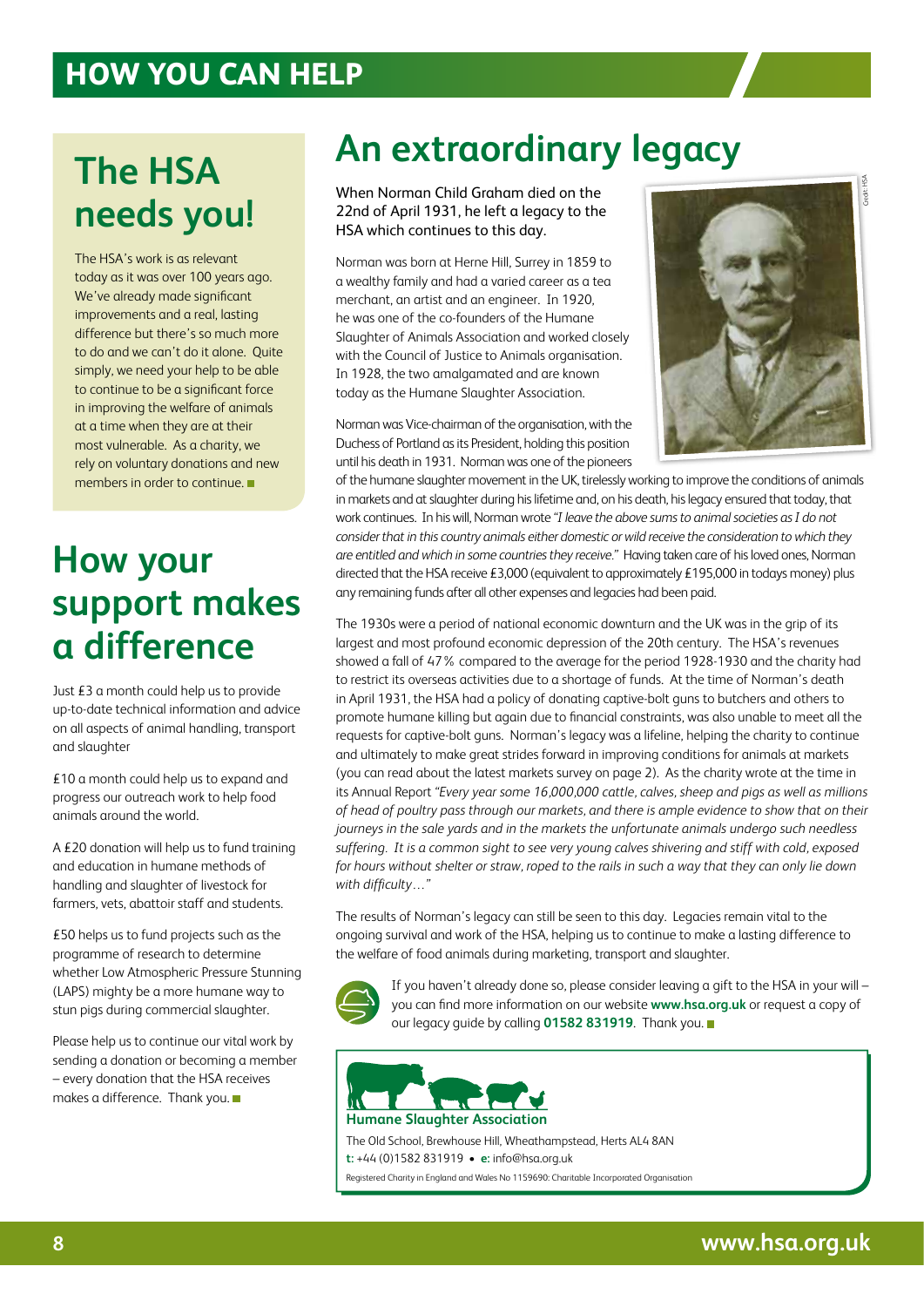## HOW YOU CAN HELP

## The HSA needs you!

The HSA's work is as relevant today as it was over 100 years ago. We've already made significant improvements and a real, lasting difference but there's so much more to do and we can't do it alone. Quite simply, we need your help to be able to continue to be a significant force in improving the welfare of animals at a time when they are at their most vulnerable. As a charity, we rely on voluntary donations and new members in order to continue. ■

## How your support makes a difference

Just £3 a month could help us to provide up-to-date technical information and advice on all aspects of animal handling, transport and slaughter

£10 a month could help us to expand and progress our outreach work to help food animals around the world.

A £20 donation will help us to fund training and education in humane methods of handling and slaughter of livestock for farmers, vets, abattoir staff and students.

£50 helps us to fund projects such as the programme of research to determine whether Low Atmospheric Pressure Stunning (LAPS) mighty be a more humane way to stun pigs during commercial slaughter.

Please help us to continue our vital work by sending a donation or becoming a member – every donation that the HSA receives makes a difference. Thank you. ■

# An extraordinary legacy

When Norman Child Graham died on the 22nd of April 1931, he left a legacy to the HSA which continues to this day.

Norman was born at Herne Hill, Surrey in 1859 to a wealthy family and had a varied career as a tea merchant, an artist and an engineer. In 1920, he was one of the co-founders of the Humane Slaughter of Animals Association and worked closely with the Council of Justice to Animals organisation. In 1928, the two amalgamated and are known today as the Humane Slaughter Association.

Credit: HSA

Norman was Vice-chairman of the organisation, with the Duchess of Portland as its President, holding this position until his death in 1931. Norman was one of the pioneers of the humane slaughter movement in the UK, tirelessly working to improve the conditions of animals in markets and at slaughter during his lifetime and, on his death, his legacy ensured that today, that work continues. In his will, Norman wrote *"I leave the above sums to animal societies as I do not consider that in this country animals either domestic or wild receive the consideration to which they are entitled and which in some countries they receive."* Having taken care of his loved ones, Norman directed that the HSA receive £3,000 (equivalent to approximately £195,000 in todays money) plus any remaining funds after all other expenses and legacies had been paid.

The 1930s were a period of national economic downturn and the UK was in the grip of its largest and most profound economic depression of the 20th century. The HSA's revenues showed a fall of 47% compared to the average for the period 1928-1930 and the charity had to restrict its overseas activities due to a shortage of funds. At the time of Norman's death in April 1931, the HSA had a policy of donating captive-bolt guns to butchers and others to promote humane killing but again due to financial constraints, was also unable to meet all the requests for captive-bolt guns. Norman's legacy was a lifeline, helping the charity to continue and ultimately to make great strides forward in improving conditions for animals at markets (you can read about the latest markets survey on page 2). As the charity wrote at the time in its Annual Report *"Every year some 16,000,000 cattle, calves, sheep and pigs as well as millions of head of poultry pass through our markets, and there is ample evidence to show that on their journeys in the sale yards and in the markets the unfortunate animals undergo such needless suffering. It is a common sight to see very young calves shivering and stiff with cold, exposed for hours without shelter or straw, roped to the rails in such a way that they can only lie down with difficulty…"*

The results of Norman's legacy can still be seen to this day. Legacies remain vital to the ongoing survival and work of the HSA, helping us to continue to make a lasting difference to the welfare of food animals during marketing, transport and slaughter.

If you haven't already done so, please consider leaving a gift to the HSA in your will – you can find more information on our website **www.hsa.org.uk** or request a copy of our legacy guide by calling **01582 831919**. Thank you. ■

**Humane Slaughter Association**

The Old School, Brewhouse Hill, Wheathampstead, Herts AL4 8AN
**t:** +44 (0)1582 831919 • **e:** info@hsa.org.uk
Registered Charity in England and Wales No 1159690: Charitable Incorporated Organisation